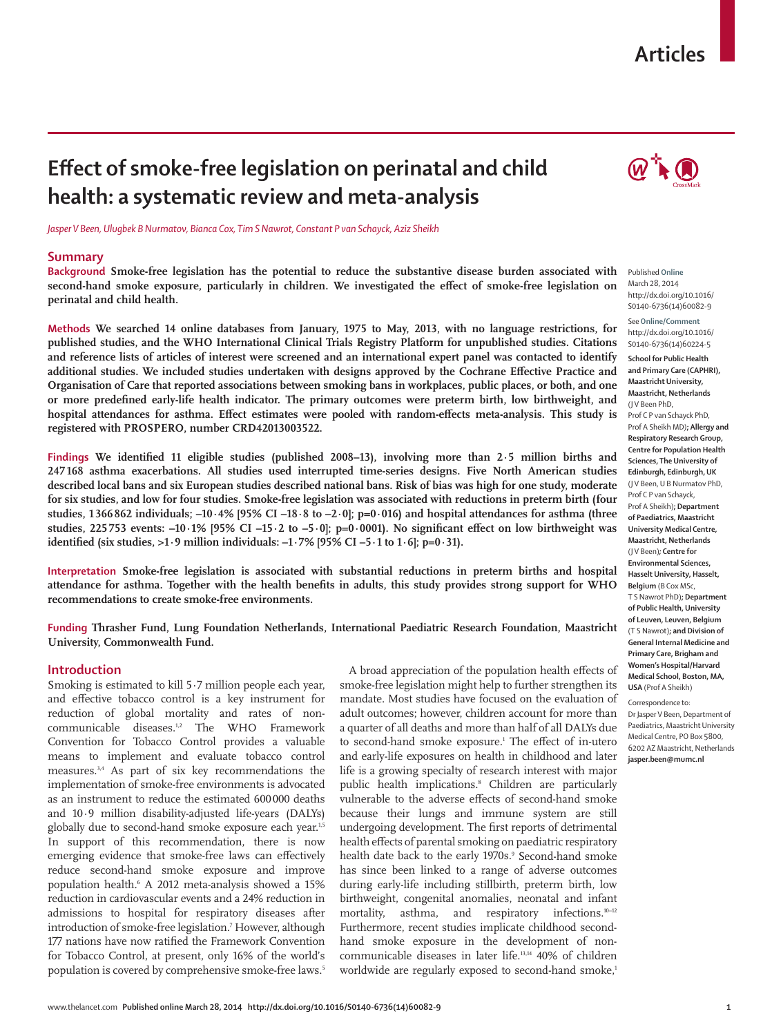# Effect of smoke-free legislation on perinatal and child health: a systematic review and meta-analysis

*Jasper V Been, Ulugbek B Nurmatov, Bianca Cox, Tim S Nawrot, Constant P van Schayck, Aziz Sheikh*

## Summary

**Background** Smoke-free legislation has the potential to reduce the substantive disease burden associated with second-hand smoke exposure, particularly in children. We investigated the effect of smoke-free legislation on perinatal and child health.

**Methods** We searched 14 online databases from January, 1975 to May, 2013, with no language restrictions, for published studies, and the WHO International Clinical Trials Registry Platform for unpublished studies. Citations and reference lists of articles of interest were screened and an international expert panel was contacted to identify additional studies. We included studies undertaken with designs approved by the Cochrane Effective Practice and Organisation of Care that reported associations between smoking bans in workplaces, public places, or both, and one or more predefined early-life health indicator. The primary outcomes were preterm birth, low birthweight, and hospital attendances for asthma. Effect estimates were pooled with random-effects meta-analysis. This study is registered with PROSPERO, number CRD42013003522.

**Findings** We identified 11 eligible studies (published 2008–13), involving more than 2·5 million births and 247 168 asthma exacerbations. All studies used interrupted time-series designs. Five North American studies described local bans and six European studies described national bans. Risk of bias was high for one study, moderate for six studies, and low for four studies. Smoke-free legislation was associated with reductions in preterm birth (four studies, 1 366 862 individuals; –10·4% [95% CI –18·8 to –2·0]; p=0·016) and hospital attendances for asthma (three studies, 225 753 events: –10·1% [95% CI –15·2 to –5·0]; p=0·0001). No significant effect on low birthweight was identified (six studies, >1·9 million individuals: –1·7% [95% CI –5·1 to 1·6]; p=0·31).

**Interpretation** Smoke-free legislation is associated with substantial reductions in preterm births and hospital attendance for asthma. Together with the health benefits in adults, this study provides strong support for WHO recommendations to create smoke-free environments.

**Funding** Thrasher Fund, Lung Foundation Netherlands, International Paediatric Research Foundation, Maastricht University, Commonwealth Fund.

Published **Online** March 28, 2014 http://dx.doi.org/10.1016/S0140-6736(14)60082-9

See **Online/Comment** http://dx.doi.org/10.1016/S0140-6736(14)60224-5

**School for Public Health and Primary Care (CAPHRI), Maastricht University, Maastricht, Netherlands** (J V Been PhD, Prof C P van Schayck PhD, Prof A Sheikh MD)**; Allergy and Respiratory Research Group, Centre for Population Health Sciences, The University of Edinburgh, Edinburgh, UK** (J V Been, U B Nurmatov PhD, Prof C P van Schayck, Prof A Sheikh)**; Department of Paediatrics, Maastricht University Medical Centre, Maastricht, Netherlands** (J V Been)**; Centre for Environmental Sciences, Hasselt University, Hasselt, Belgium** (B Cox MSc, T S Nawrot PhD)**; Department of Public Health, University of Leuven, Leuven, Belgium** (T S Nawrot)**; and Division of General Internal Medicine and Primary Care, Brigham and Women's Hospital/Harvard Medical School, Boston, MA, USA** (Prof A Sheikh)

Correspondence to: Dr Jasper V Been, Department of Paediatrics, Maastricht University Medical Centre, PO Box 5800, 6202 AZ Maastricht, Netherlands **jasper.been@mumc.nl**

## Introduction

Smoking is estimated to kill 5·7 million people each year, and effective tobacco control is a key instrument for reduction of global mortality and rates of non-communicable diseases.[1,2] The WHO Framework Convention for Tobacco Control provides a valuable means to implement and evaluate tobacco control measures.[3,4] As part of six key recommendations the implementation of smoke-free environments is advocated as an instrument to reduce the estimated 600 000 deaths and 10·9 million disability-adjusted life-years (DALYs) globally due to second-hand smoke exposure each year.[1,5] In support of this recommendation, there is now emerging evidence that smoke-free laws can effectively reduce second-hand smoke exposure and improve population health.[6] A 2012 meta-analysis showed a 15% reduction in cardiovascular events and a 24% reduction in admissions to hospital for respiratory diseases after introduction of smoke-free legislation.[7] However, although 177 nations have now ratified the Framework Convention for Tobacco Control, at present, only 16% of the world's population is covered by comprehensive smoke-free laws.[5]

A broad appreciation of the population health effects of smoke-free legislation might help to further strengthen its mandate. Most studies have focused on the evaluation of adult outcomes; however, children account for more than a quarter of all deaths and more than half of all DALYs due to second-hand smoke exposure.[1] The effect of in-utero and early-life exposures on health in childhood and later life is a growing specialty of research interest with major public health implications.[8] Children are particularly vulnerable to the adverse effects of second-hand smoke because their lungs and immune system are still undergoing development. The first reports of detrimental health effects of parental smoking on paediatric respiratory health date back to the early 1970s.[9] Second-hand smoke has since been linked to a range of adverse outcomes during early-life including stillbirth, preterm birth, low birthweight, congenital anomalies, neonatal and infant mortality, asthma, and respiratory infections.[10–12] Furthermore, recent studies implicate childhood second-hand smoke exposure in the development of non-communicable diseases in later life.[13,14] 40% of children worldwide are regularly exposed to second-hand smoke,[1]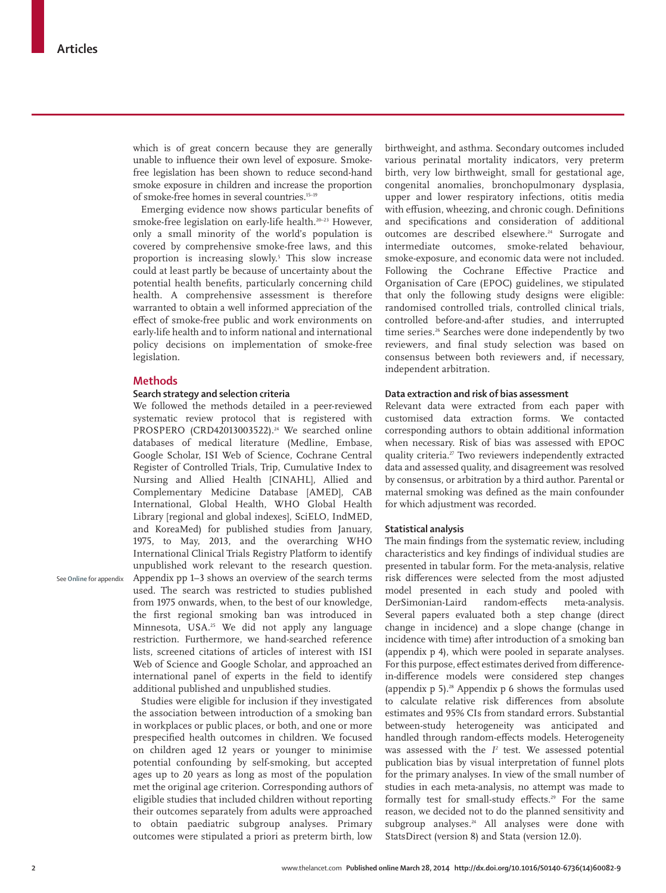which is of great concern because they are generally unable to influence their own level of exposure. Smoke-free legislation has been shown to reduce second-hand smoke exposure in children and increase the proportion of smoke-free homes in several countries.[15–19]

Emerging evidence now shows particular benefits of smoke-free legislation on early-life health.[20–23] However, only a small minority of the world's population is covered by comprehensive smoke-free laws, and this proportion is increasing slowly.[5] This slow increase could at least partly be because of uncertainty about the potential health benefits, particularly concerning child health. A comprehensive assessment is therefore warranted to obtain a well informed appreciation of the effect of smoke-free public and work environments on early-life health and to inform national and international policy decisions on implementation of smoke-free legislation.

## Methods

### Search strategy and selection criteria

We followed the methods detailed in a peer-reviewed systematic review protocol that is registered with PROSPERO (CRD42013003522).[24] We searched online databases of medical literature (Medline, Embase, Google Scholar, ISI Web of Science, Cochrane Central Register of Controlled Trials, Trip, Cumulative Index to Nursing and Allied Health [CINAHL], Allied and Complementary Medicine Database [AMED], CAB International, Global Health, WHO Global Health Library [regional and global indexes], SciELO, IndMED, and KoreaMed) for published studies from January, 1975, to May, 2013, and the overarching WHO International Clinical Trials Registry Platform to identify unpublished work relevant to the research question. Appendix pp 1–3 shows an overview of the search terms used. The search was restricted to studies published from 1975 onwards, when, to the best of our knowledge, the first regional smoking ban was introduced in Minnesota, USA.[25] We did not apply any language restriction. Furthermore, we hand-searched reference lists, screened citations of articles of interest with ISI Web of Science and Google Scholar, and approached an international panel of experts in the field to identify additional published and unpublished studies.

See **Online** for appendix

Studies were eligible for inclusion if they investigated the association between introduction of a smoking ban in workplaces or public places, or both, and one or more prespecified health outcomes in children. We focused on children aged 12 years or younger to minimise potential confounding by self-smoking, but accepted ages up to 20 years as long as most of the population met the original age criterion. Corresponding authors of eligible studies that included children without reporting their outcomes separately from adults were approached to obtain paediatric subgroup analyses. Primary outcomes were stipulated a priori as preterm birth, low birthweight, and asthma. Secondary outcomes included various perinatal mortality indicators, very preterm birth, very low birthweight, small for gestational age, congenital anomalies, bronchopulmonary dysplasia, upper and lower respiratory infections, otitis media with effusion, wheezing, and chronic cough. Definitions and specifications and consideration of additional outcomes are described elsewhere.[24] Surrogate and intermediate outcomes, smoke-related behaviour, smoke-exposure, and economic data were not included. Following the Cochrane Effective Practice and Organisation of Care (EPOC) guidelines, we stipulated that only the following study designs were eligible: randomised controlled trials, controlled clinical trials, controlled before-and-after studies, and interrupted time series.[26] Searches were done independently by two reviewers, and final study selection was based on consensus between both reviewers and, if necessary, independent arbitration.

### Data extraction and risk of bias assessment

Relevant data were extracted from each paper with customised data extraction forms. We contacted corresponding authors to obtain additional information when necessary. Risk of bias was assessed with EPOC quality criteria.[27] Two reviewers independently extracted data and assessed quality, and disagreement was resolved by consensus, or arbitration by a third author. Parental or maternal smoking was defined as the main confounder for which adjustment was recorded.

### Statistical analysis

The main findings from the systematic review, including characteristics and key findings of individual studies are presented in tabular form. For the meta-analysis, relative risk differences were selected from the most adjusted model presented in each study and pooled with DerSimonian-Laird random-effects meta-analysis. Several papers evaluated both a step change (direct change in incidence) and a slope change (change in incidence with time) after introduction of a smoking ban (appendix p 4), which were pooled in separate analyses. For this purpose, effect estimates derived from difference-in-difference models were considered step changes (appendix p 5).[28] Appendix p 6 shows the formulas used to calculate relative risk differences from absolute estimates and 95% CIs from standard errors. Substantial between-study heterogeneity was anticipated and handled through random-effects models. Heterogeneity was assessed with the $I^2$ test. We assessed potential publication bias by visual interpretation of funnel plots for the primary analyses. In view of the small number of studies in each meta-analysis, no attempt was made to formally test for small-study effects.[29] For the same reason, we decided not to do the planned sensitivity and subgroup analyses.[24] All analyses were done with StatsDirect (version 8) and Stata (version 12.0).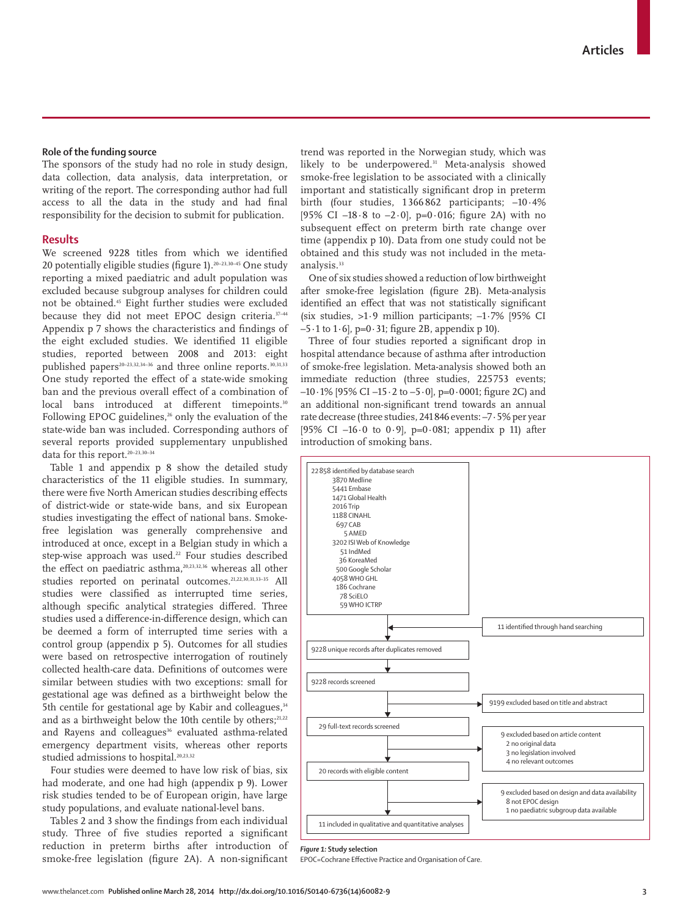### Role of the funding source

The sponsors of the study had no role in study design, data collection, data analysis, data interpretation, or writing of the report. The corresponding author had full access to all the data in the study and had final responsibility for the decision to submit for publication.

## Results

We screened 9228 titles from which we identified 20 potentially eligible studies (figure 1).[20–23,30–45] One study reporting a mixed paediatric and adult population was excluded because subgroup analyses for children could not be obtained.[45] Eight further studies were excluded because they did not meet EPOC design criteria.[37–44] Appendix p 7 shows the characteristics and findings of the eight excluded studies. We identified 11 eligible studies, reported between 2008 and 2013: eight published papers[20–23,32,34–36] and three online reports.[30,31,33] One study reported the effect of a state-wide smoking ban and the previous overall effect of a combination of local bans introduced at different timepoints.[30] Following EPOC guidelines,[26] only the evaluation of the state-wide ban was included. Corresponding authors of several reports provided supplementary unpublished data for this report.[20–23,30–34]

Table 1 and appendix p 8 show the detailed study characteristics of the 11 eligible studies. In summary, there were five North American studies describing effects of district-wide or state-wide bans, and six European studies investigating the effect of national bans. Smoke-free legislation was generally comprehensive and introduced at once, except in a Belgian study in which a step-wise approach was used.[22] Four studies described the effect on paediatric asthma,[20,23,32,36] whereas all other studies reported on perinatal outcomes.[21,22,30,31,33–35] All studies were classified as interrupted time series, although specific analytical strategies differed. Three studies used a difference-in-difference design, which can be deemed a form of interrupted time series with a control group (appendix p 5). Outcomes for all studies were based on retrospective interrogation of routinely collected health-care data. Definitions of outcomes were similar between studies with two exceptions: small for gestational age was defined as a birthweight below the 5th centile for gestational age by Kabir and colleagues,[34] and as a birthweight below the 10th centile by others;[21,22] and Rayens and colleagues[36] evaluated asthma-related emergency department visits, whereas other reports studied admissions to hospital.[20,23,32]

Four studies were deemed to have low risk of bias, six had moderate, and one had high (appendix p 9). Lower risk studies tended to be of European origin, have large study populations, and evaluate national-level bans.

Tables 2 and 3 show the findings from each individual study. Three of five studies reported a significant reduction in preterm births after introduction of smoke-free legislation (figure 2A). A non-significant trend was reported in the Norwegian study, which was likely to be underpowered.[31] Meta-analysis showed smoke-free legislation to be associated with a clinically important and statistically significant drop in preterm birth (four studies, 1 366 862 participants; –10·4% [95% CI –18·8 to –2·0], p=0·016; figure 2A) with no subsequent effect on preterm birth rate change over time (appendix p 10). Data from one study could not be obtained and this study was not included in the meta-analysis.[33]

One of six studies showed a reduction of low birthweight after smoke-free legislation (figure 2B). Meta-analysis identified an effect that was not statistically significant (six studies, >1·9 million participants; –1·7% [95% CI –5·1 to 1·6], p=0·31; figure 2B, appendix p 10).

Three of four studies reported a significant drop in hospital attendance because of asthma after introduction of smoke-free legislation. Meta-analysis showed both an immediate reduction (three studies, 225 753 events; –10·1% [95% CI –15·2 to –5·0], p=0·0001; figure 2C) and an additional non-significant trend towards an annual rate decrease (three studies, 241 846 events: –7·5% per year [95% CI –16·0 to 0·9], p=0·081; appendix p 11) after introduction of smoking bans.

22 858 identified by database search
3870 Medline
5441 Embase
1471 Global Health
2016 Trip
1188 CINAHL
697 CAB
5 AMED
3202 ISI Web of Knowledge
51 IndMed
36 KoreaMed
500 Google Scholar
4058 WHO GHL
186 Cochrane
78 SciELO
59 WHO ICTRP

11 identified through hand searching

9228 unique records after duplicates removed

9228 records screened

9199 excluded based on title and abstract

29 full-text records screened

9 excluded based on article content
2 no original data
3 no legislation involved
4 no relevant outcomes

20 records with eligible content

9 excluded based on design and data availability
8 not EPOC design
1 no paediatric subgroup data available

11 included in qualitative and quantitative analyses

*Figure 1:* **Study selection**
EPOC=Cochrane Effective Practice and Organisation of Care.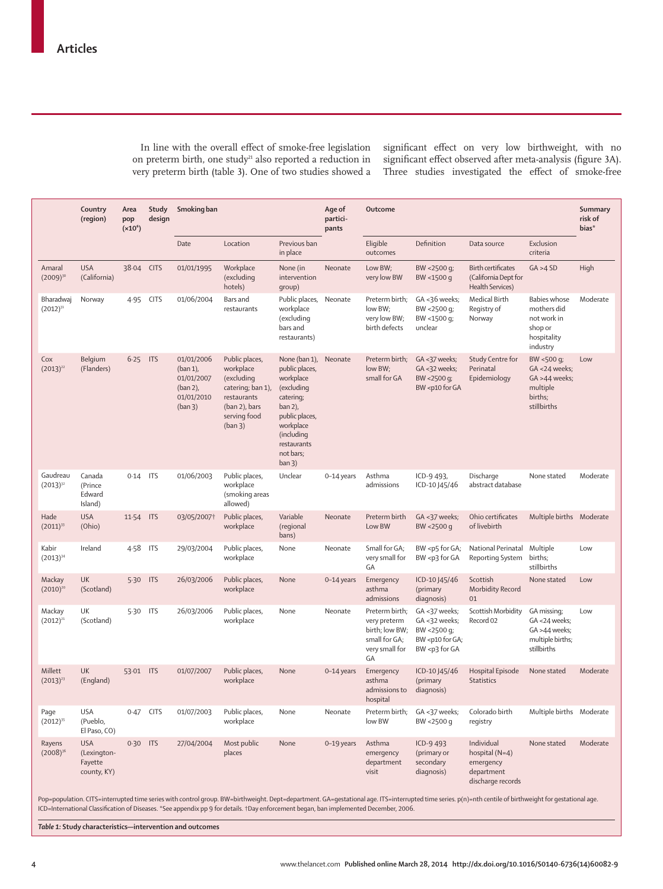In line with the overall effect of smoke-free legislation on preterm birth, one study[21] also reported a reduction in very preterm birth (table 3). One of two studies showed a significant effect on very low birthweight, with no significant effect observed after meta-analysis (figure 3A). Three studies investigated the effect of smoke-free

| | Country (region) | Area pop (×10⁶) | Study design | Smoking ban | | | Age of participants | Outcome | | | | Summary risk of bias* |
|---|---|---|---|---|---|---|---|---|---|---|---|---|
| | | | | Date | Location | Previous ban in place | | Eligible outcomes | Definition | Data source | Exclusion criteria | |
| Amaral (2009)[30] | USA (California) | 38·04 | CITS | 01/01/1995 | Workplace (excluding hotels) | None (in intervention group) | Neonate | Low BW; very low BW | BW <2500 g; BW <1500 g | Birth certificates (California Dept for Health Services) | GA >4 SD | High |
| Bharadwaj (2012)[31] | Norway | 4·95 | CITS | 01/06/2004 | Bars and restaurants | Public places, workplace (excluding bars and restaurants) | Neonate | Preterm birth; low BW; very low BW; birth defects | GA <36 weeks; BW <2500 g; BW <1500 g; unclear | Medical Birth Registry of Norway | Babies whose mothers did not work in shop or hospitality industry | Moderate |
| Cox (2013)[22] | Belgium (Flanders) | 6·25 | ITS | 01/01/2006 (ban 1), 01/01/2007 (ban 2), 01/01/2010 (ban 3) | Public places, workplace (excluding catering; ban 1), restaurants (ban 2), bars serving food (ban 3) | None (ban 1), public places, workplace (excluding catering; ban 2), public places, workplace (including restaurants not bars; ban 3) | Neonate | Preterm birth; low BW; small for GA | GA <37 weeks; GA <32 weeks; BW <2500 g; BW <p10 for GA | Study Centre for Perinatal Epidemiology | BW <500 g; GA <24 weeks; GA >44 weeks; multiple births; stillbirths | Low |
| Gaudreau (2013)[32] | Canada (Prince Edward Island) | 0·14 | ITS | 01/06/2003 | Public places, workplace (smoking areas allowed) | Unclear | 0–14 years | Asthma admissions | ICD-9 493, ICD-10 J45/46 | Discharge abstract database | None stated | Moderate |
| Hade (2011)[33] | USA (Ohio) | 11·54 | ITS | 03/05/2007† | Public places, workplace | Variable (regional bans) | Neonate | Preterm birth Low BW | GA <37 weeks; BW <2500 g | Ohio certificates of livebirth | Multiple births | Moderate |
| Kabir (2013)[34] | Ireland | 4·58 | ITS | 29/03/2004 | Public places, workplace | None | Neonate | Small for GA; very small for GA | BW <p5 for GA; BW <p3 for GA | National Perinatal Reporting System | Multiple births; stillbirths | Low |
| Mackay (2010)[20] | UK (Scotland) | 5·30 | ITS | 26/03/2006 | Public places, workplace | None | 0–14 years | Emergency asthma admissions | ICD-10 J45/46 (primary diagnosis) | Scottish Morbidity Record 01 | None stated | Low |
| Mackay (2012)[21] | UK (Scotland) | 5·30 | ITS | 26/03/2006 | Public places, workplace | None | Neonate | Preterm birth; very preterm birth; low BW; small for GA; very small for GA | GA <37 weeks; GA <32 weeks; BW <2500 g; BW <p10 for GA; BW <p3 for GA | Scottish Morbidity Record 02 | GA missing; GA <24 weeks; GA >44 weeks; multiple births; stillbirths | Low |
| Millett (2013)[23] | UK (England) | 53·01 | ITS | 01/07/2007 | Public places, workplace | None | 0–14 years | Emergency asthma admissions to hospital | ICD-10 J45/46 (primary diagnosis) | Hospital Episode Statistics | None stated | Moderate |
| Page (2012)[35] | USA (Pueblo, El Paso, CO) | 0·47 | CITS | 01/07/2003 | Public places, workplace | None | Neonate | Preterm birth; low BW | GA <37 weeks; BW <2500 g | Colorado birth registry | Multiple births | Moderate |
| Rayens (2008)[36] | USA (Lexington-Fayette county, KY) | 0·30 | ITS | 27/04/2004 | Most public places | None | 0–19 years | Asthma emergency department visit | ICD-9 493 (primary or secondary diagnosis) | Individual hospital (N=4) emergency department discharge records | None stated | Moderate |

Pop=population. CITS=interrupted time series with control group. BW=birthweight. Dept=department. GA=gestational age. ITS=interrupted time series. p(n)=nth centile of birthweight for gestational age. ICD=International Classification of Diseases. *See appendix pp 9 for details. †Day enforcement began, ban implemented December, 2006.

*Table 1:* **Study characteristics—intervention and outcomes**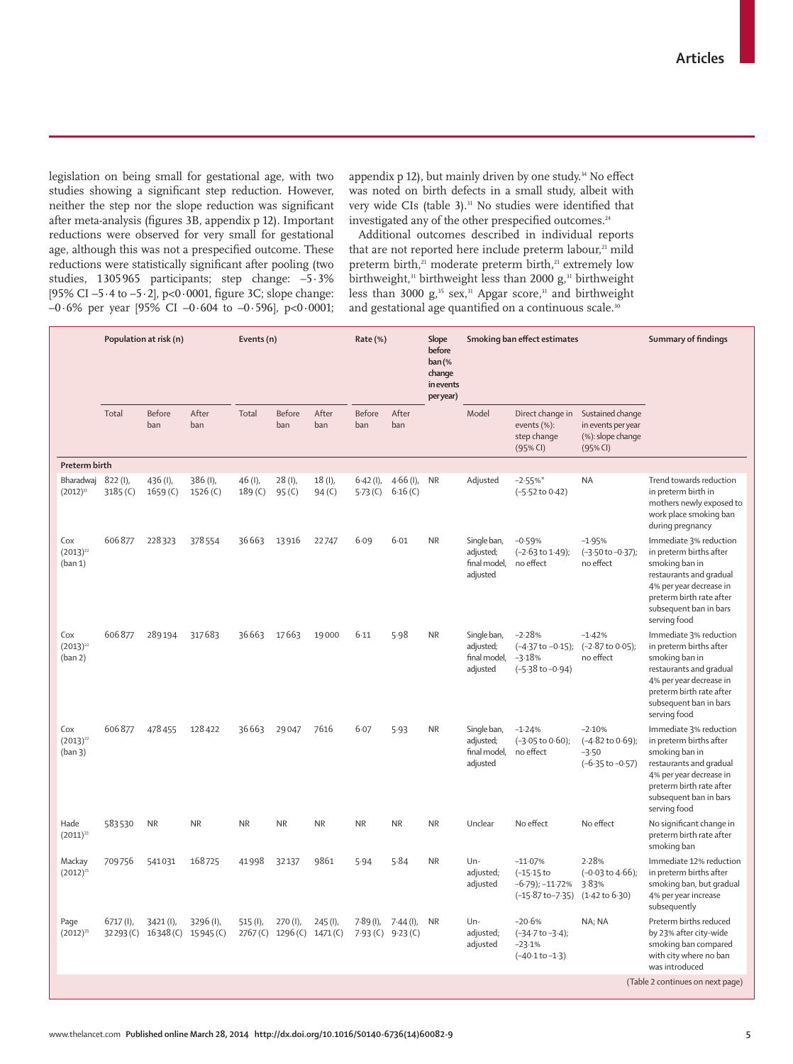legislation on being small for gestational age, with two studies showing a significant step reduction. However, neither the step nor the slope reduction was significant after meta-analysis (figures 3B, appendix p 12). Important reductions were observed for very small for gestational age, although this was not a prespecified outcome. These reductions were statistically significant after pooling (two studies, 1305965 participants; step change: –5·3% [95% CI –5·4 to –5·2], p<0·0001, figure 3C; slope change: –0·6% per year [95% CI –0·604 to –0·596], p<0·0001; appendix p 12), but mainly driven by one study.[34] No effect was noted on birth defects in a small study, albeit with very wide CIs (table 3).[31] No studies were identified that investigated any of the other prespecified outcomes.[24]

Additional outcomes described in individual reports that are not reported here include preterm labour,[21] mild preterm birth,[21] moderate preterm birth,[21] extremely low birthweight,[31] birthweight less than 2000 g,[31] birthweight less than 3000 g,[35] sex,[31] Apgar score,[31] and birthweight and gestational age quantified on a continuous scale.[30]

| | Population at risk (n) | | | Events (n) | | | Rate (%) | | Slope before ban (% change in events per year) | Smoking ban effect estimates | | | Summary of findings |
|---|---|---|---|---|---|---|---|---|---|---|---|---|---|
| | Total | Before ban | After ban | Total | Before ban | After ban | Before ban | After ban | | Model | Direct change in events (%): step change (95% CI) | Sustained change in events per year (%): slope change (95% CI) | |
| **Preterm birth** | | | | | | | | | | | | | |
| Bharadwaj (2012)[31] | 822 (I), 3185 (C) | 436 (I), 1659 (C) | 386 (I), 1526 (C) | 46 (I), 189 (C) | 28 (I), 95 (C) | 18 (I), 94 (C) | 6·42 (I), 5·73 (C) | 4·66 (I), 6·16 (C) | NR | Adjusted | –2·55%* (–5·52 to 0·42) | NA | Trend towards reduction in preterm birth in mothers newly exposed to work place smoking ban during pregnancy |
| Cox (2013)[22] (ban 1) | 606877 | 228323 | 378554 | 36663 | 13916 | 22747 | 6·09 | 6·01 | NR | Single ban, adjusted; final model, adjusted | –0·59% (–2·63 to 1·49); no effect | –1·95% (–3·50 to –0·37); no effect | Immediate 3% reduction in preterm births after smoking ban in restaurants and gradual 4% per year decrease in preterm birth rate after subsequent ban in bars serving food |
| Cox (2013)[22] (ban 2) | 606877 | 289194 | 317683 | 36663 | 17663 | 19000 | 6·11 | 5·98 | NR | Single ban, adjusted; final model, adjusted | –2·28% (–4·37 to –0·15); –3·18% (–5·38 to –0·94) | –1·42% (–2·87 to 0·05); no effect | Immediate 3% reduction in preterm births after smoking ban in restaurants and gradual 4% per year decrease in preterm birth rate after subsequent ban in bars serving food |
| Cox (2013)[22] (ban 3) | 606877 | 478455 | 128422 | 36663 | 29047 | 7616 | 6·07 | 5·93 | NR | Single ban, adjusted; final model, adjusted | –1·24% (–3·05 to 0·60); no effect | –2·10% (–4·82 to 0·69); –3·50 (–6·35 to –0·57) | Immediate 3% reduction in preterm births after smoking ban in restaurants and gradual 4% per year decrease in preterm birth rate after subsequent ban in bars serving food |
| Hade (2011)[33] | 583530 | NR | NR | NR | NR | NR | NR | NR | NR | Unclear | No effect | No effect | No significant change in preterm birth rate after smoking ban |
| Mackay (2012)[21] | 709756 | 541031 | 168725 | 41998 | 32137 | 9861 | 5·94 | 5·84 | NR | Un-adjusted; adjusted | –11·07% (–15·15 to –6·79); –11·72% (–15·87 to –7·35) | 2·28% (–0·03 to 4·66); 3·83% (1·42 to 6·30) | Immediate 12% reduction in preterm births after smoking ban, but gradual 4% per year increase subsequently |
| Page (2012)[35] | 6717 (I), 32293 (C) | 3421 (I), 16348 (C) | 3296 (I), 15945 (C) | 515 (I), 2767 (C) | 270 (I), 1296 (C) | 245 (I), 1471 (C) | 7·89 (I), 7·93 (C) | 7·44 (I), 9·23 (C) | NR | Un-adjusted; adjusted | –20·6% (–34·7 to –3·4); –23·1% (–40·1 to –1·3) | NA; NA | Preterm births reduced by 23% after city-wide smoking ban compared with city where no ban was introduced |

(Table 2 continues on next page)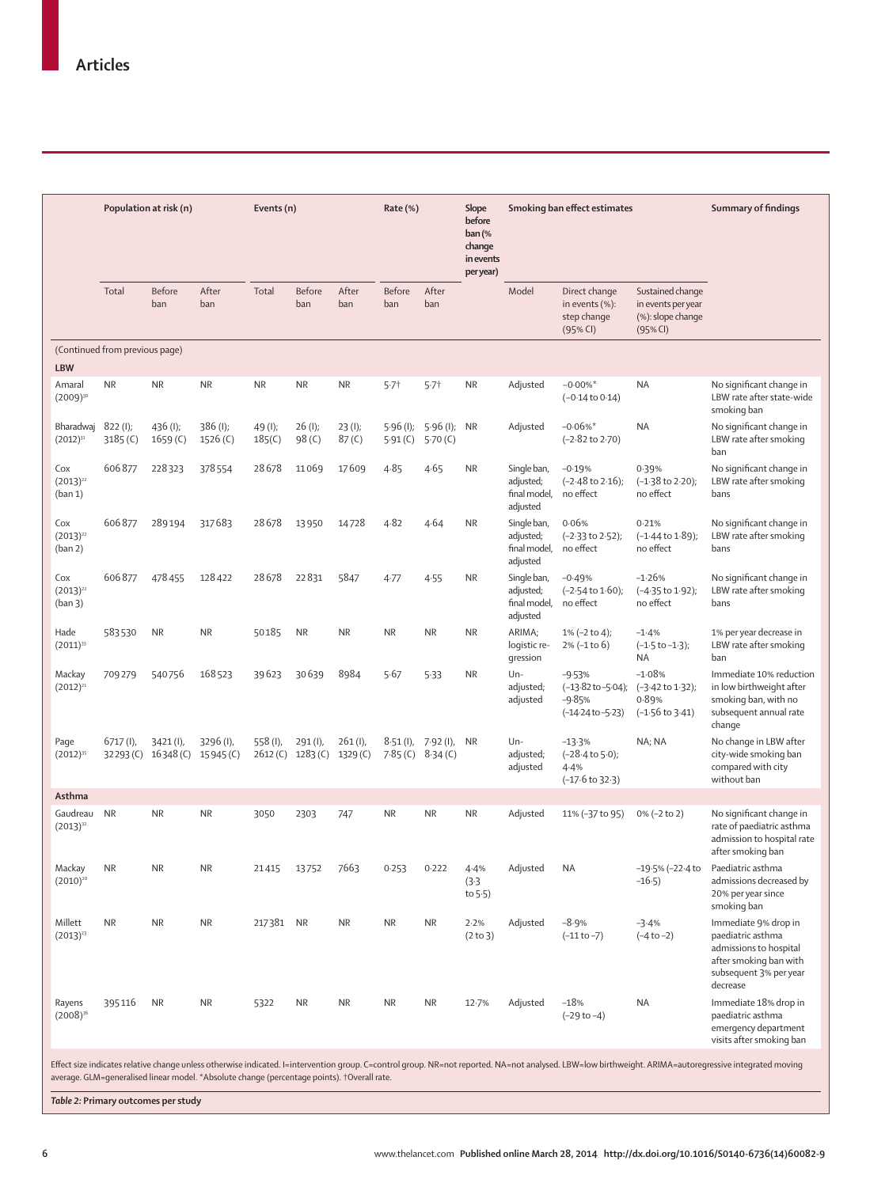| | Population at risk (n) | | | Events (n) | | | Rate (%) | | Slope before ban (% change in events per year) | Smoking ban effect estimates | | | Summary of findings |
|---|---|---|---|---|---|---|---|---|---|---|---|---|---|
| | Total | Before ban | After ban | Total | Before ban | After ban | Before ban | After ban | | Model | Direct change in events (%): step change (95% CI) | Sustained change in events per year (%): slope change (95% CI) | |
| (Continued from previous page) | | | | | | | | | | | | | |
| **LBW** | | | | | | | | | | | | | |
| Amaral (2009)[30] | NR | NR | NR | NR | NR | NR | 5·7† | 5·7† | NR | Adjusted | −0·00%* (−0·14 to 0·14) | NA | No significant change in LBW rate after state-wide smoking ban |
| Bharadwaj (2012)[31] | 822 (I); 3185 (C) | 436 (I); 1659 (C) | 386 (I); 1526 (C) | 49 (I); 185(C) | 26 (I); 98 (C) | 23 (I); 87 (C) | 5·96 (I); 5·91 (C) | 5·96 (I); 5·70 (C) | NR | Adjusted | −0·06%* (−2·82 to 2·70) | NA | No significant change in LBW rate after smoking ban |
| Cox (2013)[22] (ban 1) | 606 877 | 228 323 | 378 554 | 28 678 | 11 069 | 17 609 | 4·85 | 4·65 | NR | Single ban, adjusted; final model, adjusted | −0·19% (−2·48 to 2·16); no effect | 0·39% (−1·38 to 2·20); no effect | No significant change in LBW rate after smoking bans |
| Cox (2013)[22] (ban 2) | 606 877 | 289 194 | 317 683 | 28 678 | 13 950 | 14 728 | 4·82 | 4·64 | NR | Single ban, adjusted; final model, adjusted | 0·06% (−2·33 to 2·52); no effect | 0·21% (−1·44 to 1·89); no effect | No significant change in LBW rate after smoking bans |
| Cox (2013)[22] (ban 3) | 606 877 | 478 455 | 128 422 | 28 678 | 22 831 | 5847 | 4·77 | 4·55 | NR | Single ban, adjusted; final model, adjusted | −0·49% (−2·54 to 1·60); no effect | −1·26% (−4·35 to 1·92); no effect | No significant change in LBW rate after smoking bans |
| Hade (2011)[33] | 583 530 | NR | NR | 50 185 | NR | NR | NR | NR | NR | ARIMA; logistic regression | 1% (−2 to 4); 2% (−1 to 6) | −1·4% (−1·5 to −1·3); NA | 1% per year decrease in LBW rate after smoking ban |
| Mackay (2012)[21] | 709 279 | 540 756 | 168 523 | 39 623 | 30 639 | 8984 | 5·67 | 5·33 | NR | Unadjusted; adjusted | −9·53% (−13·82 to −5·04); −9·85% (−14·24 to −5·23) | −1·08% (−3·42 to 1·32); 0·89% (−1·56 to 3·41) | Immediate 10% reduction in low birthweight after smoking ban, with no subsequent annual rate change |
| Page (2012)[35] | 6717 (I), 32 293 (C) | 3421 (I), 16 348 (C) | 3296 (I), 15 945 (C) | 558 (I), 2612 (C) | 291 (I), 1283 (C) | 261 (I), 1329 (C) | 8·51 (I), 7·85 (C) | 7·92 (I), 8·34 (C) | NR | Unadjusted; adjusted | −13·3% (−28·4 to 5·0); 4·4% (−17·6 to 32·3) | NA; NA | No change in LBW after city-wide smoking ban compared with city without ban |
| **Asthma** | | | | | | | | | | | | | |
| Gaudreau (2013)[32] | NR | NR | NR | 3050 | 2303 | 747 | NR | NR | NR | Adjusted | 11% (−37 to 95) | 0% (−2 to 2) | No significant change in rate of paediatric asthma admission to hospital rate after smoking ban |
| Mackay (2010)[20] | NR | NR | NR | 21 415 | 13 752 | 7663 | 0·253 | 0·222 | 4·4% (3·3 to 5·5) | Adjusted | NA | −19·5% (−22·4 to −16·5) | Paediatric asthma admissions decreased by 20% per year since smoking ban |
| Millett (2013)[23] | NR | NR | NR | 217 381 | NR | NR | NR | NR | 2·2% (2 to 3) | Adjusted | −8·9% (−11 to −7) | −3·4% (−4 to −2) | Immediate 9% drop in paediatric asthma admissions to hospital after smoking ban with subsequent 3% per year decrease |
| Rayens (2008)[36] | 395 116 | NR | NR | 5322 | NR | NR | NR | NR | 12·7% | Adjusted | −18% (−29 to −4) | NA | Immediate 18% drop in paediatric asthma emergency department visits after smoking ban |

Effect size indicates relative change unless otherwise indicated. I=intervention group. C=control group. NR=not reported. NA=not analysed. LBW=low birthweight. ARIMA=autoregressive integrated moving average. GLM=generalised linear model. *Absolute change (percentage points). †Overall rate.

*Table 2:* **Primary outcomes per study**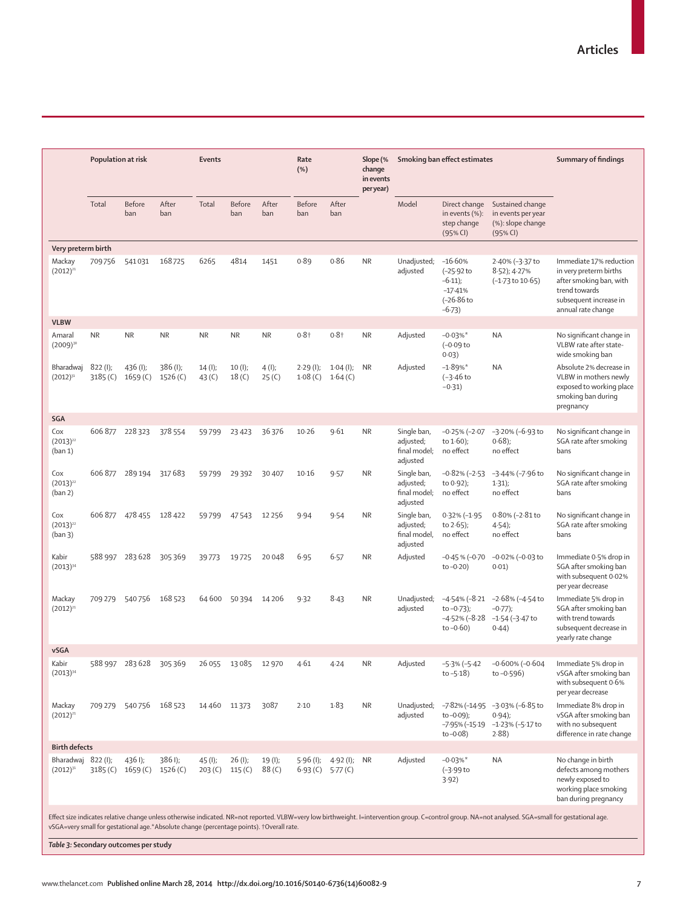| | Population at risk | | | Events | | | Rate (%) | | Slope (% change in events per year) | Smoking ban effect estimates | | | Summary of findings |
|---|---|---|---|---|---|---|---|---|---|---|---|---|---|
| | Total | Before ban | After ban | Total | Before ban | After ban | Before ban | After ban | | Model | Direct change in events (%): step change (95% CI) | Sustained change in events per year (%): slope change (95% CI) | |
| **Very preterm birth** | | | | | | | | | | | | | |
| Mackay (2012)[21] | 709 756 | 541 031 | 168 725 | 6265 | 4814 | 1451 | 0·89 | 0·86 | NR | Unadjusted; adjusted | −16·60% (−25·92 to −6·11); −17·41% (−26·86 to −6·73) | 2·40% (−3·37 to 8·52); 4·27% (−1·73 to 10·65) | Immediate 17% reduction in very preterm births after smoking ban, with trend towards subsequent increase in annual rate change |
| **VLBW** | | | | | | | | | | | | | |
| Amaral (2009)[30] | NR | NR | NR | NR | NR | NR | 0·8† | 0·8† | NR | Adjusted | −0·03%* (−0·09 to 0·03) | NA | No significant change in VLBW rate after state-wide smoking ban |
| Bharadwaj (2012)[31] | 822 (I); 3185 (C) | 436 (I); 1659 (C) | 386 (I); 1526 (C) | 14 (I); 43 (C) | 10 (I); 18 (C) | 4 (I); 25 (C) | 2·29 (I); 1·08 (C) | 1·04 (I); 1·64 (C) | NR | Adjusted | −1·89%* (−3·46 to −0·31) | NA | Absolute 2% decrease in VLBW in mothers newly exposed to working place smoking ban during pregnancy |
| **SGA** | | | | | | | | | | | | | |
| Cox (2013)[22] (ban 1) | 606 877 | 228 323 | 378 554 | 59 799 | 23 423 | 36 376 | 10·26 | 9·61 | NR | Single ban, adjusted; final model; adjusted | −0·25% (−2·07 to 1·60); no effect | −3·20% (−6·93 to 0·68); no effect | No significant change in SGA rate after smoking bans |
| Cox (2013)[22] (ban 2) | 606 877 | 289 194 | 317 683 | 59 799 | 29 392 | 30 407 | 10·16 | 9·57 | NR | Single ban, adjusted; final model; adjusted | −0·82% (−2·53 to 0·92); no effect | −3·44% (−7·96 to 1·31); no effect | No significant change in SGA rate after smoking bans |
| Cox (2013)[22] (ban 3) | 606 877 | 478 455 | 128 422 | 59 799 | 47 543 | 12 256 | 9·94 | 9·54 | NR | Single ban, adjusted; final model, adjusted | 0·32% (−1·95 to 2·65); no effect | 0·80% (−2·81 to 4·54); no effect | No significant change in SGA rate after smoking bans |
| Kabir (2013)[34] | 588 997 | 283 628 | 305 369 | 39 773 | 19 725 | 20 048 | 6·95 | 6·57 | NR | Adjusted | −0·45 % (−0·70 to −0·20) | −0·02% (−0·03 to 0·01) | Immediate 0·5% drop in SGA after smoking ban with subsequent 0·02% per year decrease |
| Mackay (2012)[21] | 709 279 | 540 756 | 168 523 | 64 600 | 50 394 | 14 206 | 9·32 | 8·43 | NR | Unadjusted; adjusted | −4·54% (−8·21 to −0·73); −4·52% (−8·28 to −0·60) | −2·68% (−4·54 to −0·77); −1·54 (−3·47 to 0·44) | Immediate 5% drop in SGA after smoking ban with trend towards subsequent decrease in yearly rate change |
| **vSGA** | | | | | | | | | | | | | |
| Kabir (2013)[34] | 588 997 | 283 628 | 305 369 | 26 055 | 13 085 | 12 970 | 4·61 | 4·24 | NR | Adjusted | −5·3% (−5·42 to −5·18) | −0·600% (−0·604 to −0·596) | Immediate 5% drop in vSGA after smoking ban with subsequent 0·6% per year decrease |
| Mackay (2012)[21] | 709 279 | 540 756 | 168 523 | 14 460 | 11 373 | 3087 | 2·10 | 1·83 | NR | Unadjusted; adjusted | −7·82% (−14·95 to −0·09); −7·95% (−15·19 to −0·08) | −3·03% (−6·85 to 0·94); −1·23% (−5·17 to 2·88) | Immediate 8% drop in vSGA after smoking ban with no subsequent difference in rate change |
| **Birth defects** | | | | | | | | | | | | | |
| Bharadwaj (2012)[31] | 822 (I); 3185 (C) | 436 I); 1659 (C) | 386 I); 1526 (C) | 45 (I); 203 (C) | 26 (I); 115 (C) | 19 (I); 88 (C) | 5·96 (I); 6·93 (C) | 4·92 (I); 5·77 (C) | NR | Adjusted | −0·03%* (−3·99 to 3·92) | NA | No change in birth defects among mothers newly exposed to working place smoking ban during pregnancy |

Effect size indicates relative change unless otherwise indicated. NR=not reported. VLBW=very low birthweight. I=intervention group. C=control group. NA=not analysed. SGA=small for gestational age. vSGA=very small for gestational age.*Absolute change (percentage points). †Overall rate.

*Table 3:* **Secondary outcomes per study**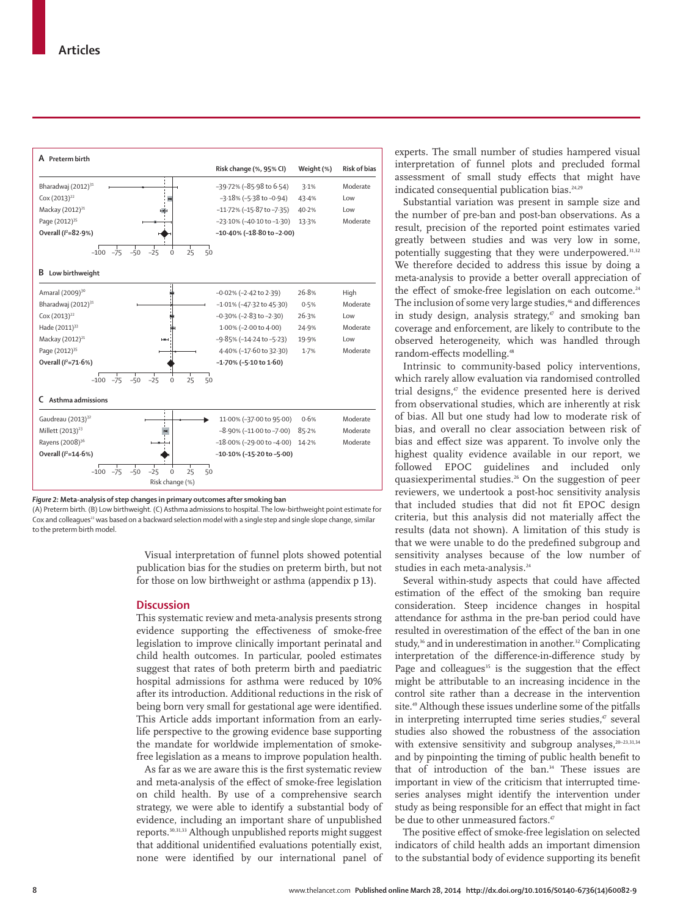**A Preterm birth**

Risk change (%, 95% CI) | Weight (%) | Risk of bias

Bharadwaj (2012)[31] −39·72% (−85·98 to 6·54) 3·1% Moderate

Cox (2013)[22] −3·18% (−5·38 to −0·94) 43·4% Low

Mackay (2012)[21] −11·72% (−15·87 to −7·35) 40·2% Low

Page (2012)[35] −23·10% (−40·10 to −1·30) 13·3% Moderate

Overall ($I^2$=82·9%) −10·40% (−18·80 to −2·00)

−100 −75 −50 −25 0 25 50

**B Low birthweight**

Amaral (2009)[30] −0·02% (−2·42 to 2·39) 26·8% High

Bharadwaj (2012)[31] −1·01% (−47·32 to 45·30) 0·5% Moderate

Cox (2013)[22] −0·30% (−2·83 to −2·30) 26·3% Low

Hade (2011)[33] 1·00% (−2·00 to 4·00) 24·9% Moderate

Mackay (2012)[21] −9·85% (−14·24 to −5·23) 19·9% Low

Page (2012)[35] 4·40% (−17·60 to 32·30) 1·7% Moderate

Overall ($I^2$=71·6%) −1·70% (−5·10 to 1·60)

−100 −75 −50 −25 0 25 50

**C Asthma admissions**

Gaudreau (2013)[32] 11·00% (−37·00 to 95·00) 0·6% Moderate

Millett (2013)[23] −8·90% (−11·00 to −7·00) 85·2% Moderate

Rayens (2008)[36] −18·00% (−29·00 to −4·00) 14·2% Moderate

Overall ($I^2$=14·6%) −10·10% (−15·20 to −5·00)

−100 −75 −50 −25 0 25 50

Risk change (%)

*Figure 2:* **Meta-analysis of step changes in primary outcomes after smoking ban**
(A) Preterm birth. (B) Low birthweight. (C) Asthma admissions to hospital. The low-birthweight point estimate for Cox and colleagues[22] was based on a backward selection model with a single step and single slope change, similar to the preterm birth model.

Visual interpretation of funnel plots showed potential publication bias for the studies on preterm birth, but not for those on low birthweight or asthma (appendix p 13).

## Discussion

This systematic review and meta-analysis presents strong evidence supporting the effectiveness of smoke-free legislation to improve clinically important perinatal and child health outcomes. In particular, pooled estimates suggest that rates of both preterm birth and paediatric hospital admissions for asthma were reduced by 10% after its introduction. Additional reductions in the risk of being born very small for gestational age were identified. This Article adds important information from an early-life perspective to the growing evidence base supporting the mandate for worldwide implementation of smoke-free legislation as a means to improve population health.

As far as we are aware this is the first systematic review and meta-analysis of the effect of smoke-free legislation on child health. By use of a comprehensive search strategy, we were able to identify a substantial body of evidence, including an important share of unpublished reports.[30,31,33] Although unpublished reports might suggest that additional unidentified evaluations potentially exist, none were identified by our international panel of experts. The small number of studies hampered visual interpretation of funnel plots and precluded formal assessment of small study effects that might have indicated consequential publication bias.[24,29]

Substantial variation was present in sample size and the number of pre-ban and post-ban observations. As a result, precision of the reported point estimates varied greatly between studies and was very low in some, potentially suggesting that they were underpowered.[31,32] We therefore decided to address this issue by doing a meta-analysis to provide a better overall appreciation of the effect of smoke-free legislation on each outcome.[24] The inclusion of some very large studies,[46] and differences in study design, analysis strategy,[47] and smoking ban coverage and enforcement, are likely to contribute to the observed heterogeneity, which was handled through random-effects modelling.[48]

Intrinsic to community-based policy interventions, which rarely allow evaluation via randomised controlled trial designs,[47] the evidence presented here is derived from observational studies, which are inherently at risk of bias. All but one study had low to moderate risk of bias, and overall no clear association between risk of bias and effect size was apparent. To involve only the highest quality evidence available in our report, we followed EPOC guidelines and included only quasiexperimental studies.[26] On the suggestion of peer reviewers, we undertook a post-hoc sensitivity analysis that included studies that did not fit EPOC design criteria, but this analysis did not materially affect the results (data not shown). A limitation of this study is that we were unable to do the predefined subgroup and sensitivity analyses because of the low number of studies in each meta-analysis.[24]

Several within-study aspects that could have affected estimation of the effect of the smoking ban require consideration. Steep incidence changes in hospital attendance for asthma in the pre-ban period could have resulted in overestimation of the effect of the ban in one study,[36] and in underestimation in another.[32] Complicating interpretation of the difference-in-difference study by Page and colleagues[35] is the suggestion that the effect might be attributable to an increasing incidence in the control site rather than a decrease in the intervention site.[49] Although these issues underline some of the pitfalls in interpreting interrupted time series studies,[47] several studies also showed the robustness of the association with extensive sensitivity and subgroup analyses,[20–23,31,34] and by pinpointing the timing of public health benefit to that of introduction of the ban.[34] These issues are important in view of the criticism that interrupted time-series analyses might identify the intervention under study as being responsible for an effect that might in fact be due to other unmeasured factors.[47]

The positive effect of smoke-free legislation on selected indicators of child health adds an important dimension to the substantial body of evidence supporting its benefit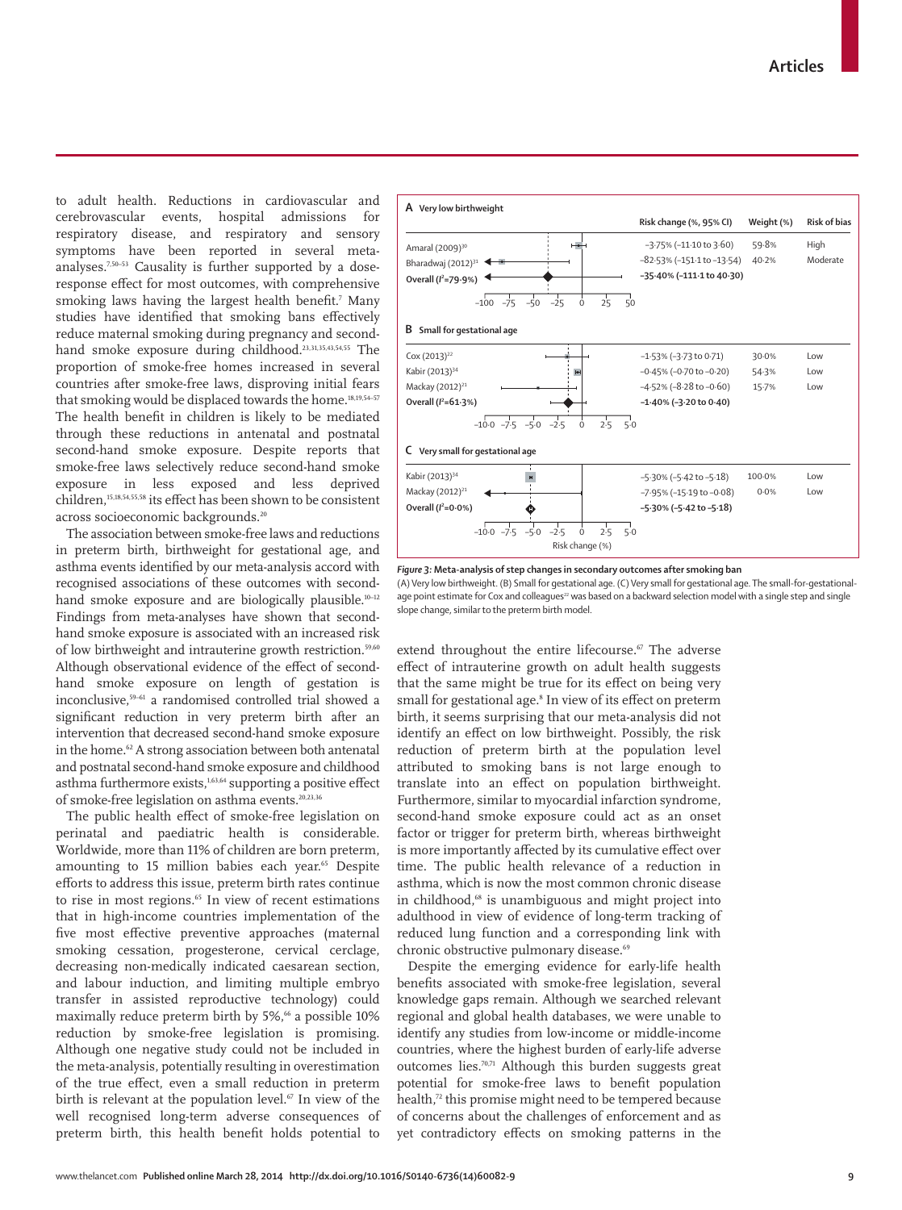to adult health. Reductions in cardiovascular and cerebrovascular events, hospital admissions for respiratory disease, and respiratory and sensory symptoms have been reported in several meta-analyses.[7,50–53] Causality is further supported by a dose-response effect for most outcomes, with comprehensive smoking laws having the largest health benefit.[7] Many studies have identified that smoking bans effectively reduce maternal smoking during pregnancy and second-hand smoke exposure during childhood.[23,31,35,43,54,55] The proportion of smoke-free homes increased in several countries after smoke-free laws, disproving initial fears that smoking would be displaced towards the home.[18,19,54–57] The health benefit in children is likely to be mediated through these reductions in antenatal and postnatal second-hand smoke exposure. Despite reports that smoke-free laws selectively reduce second-hand smoke exposure in less exposed and less deprived children,[15,18,54,55,58] its effect has been shown to be consistent across socioeconomic backgrounds.[20]

The association between smoke-free laws and reductions in preterm birth, birthweight for gestational age, and asthma events identified by our meta-analysis accord with recognised associations of these outcomes with second-hand smoke exposure and are biologically plausible.[10–12] Findings from meta-analyses have shown that second-hand smoke exposure is associated with an increased risk of low birthweight and intrauterine growth restriction.[59,60] Although observational evidence of the effect of second-hand smoke exposure on length of gestation is inconclusive,[59–61] a randomised controlled trial showed a significant reduction in very preterm birth after an intervention that decreased second-hand smoke exposure in the home.[62] A strong association between both antenatal and postnatal second-hand smoke exposure and childhood asthma furthermore exists,[1,63,64] supporting a positive effect of smoke-free legislation on asthma events.[20,23,36]

The public health effect of smoke-free legislation on perinatal and paediatric health is considerable. Worldwide, more than 11% of children are born preterm, amounting to 15 million babies each year.[65] Despite efforts to address this issue, preterm birth rates continue to rise in most regions.[65] In view of recent estimations that in high-income countries implementation of the five most effective preventive approaches (maternal smoking cessation, progesterone, cervical cerclage, decreasing non-medically indicated caesarean section, and labour induction, and limiting multiple embryo transfer in assisted reproductive technology) could maximally reduce preterm birth by 5%,[66] a possible 10% reduction by smoke-free legislation is promising. Although one negative study could not be included in the meta-analysis, potentially resulting in overestimation of the true effect, even a small reduction in preterm birth is relevant at the population level.[67] In view of the well recognised long-term adverse consequences of preterm birth, this health benefit holds potential to extend throughout the entire lifecourse.[67] The adverse effect of intrauterine growth on adult health suggests that the same might be true for its effect on being very small for gestational age.[8] In view of its effect on preterm birth, it seems surprising that our meta-analysis did not identify an effect on low birthweight. Possibly, the risk reduction of preterm birth at the population level attributed to smoking bans is not large enough to translate into an effect on population birthweight. Furthermore, similar to myocardial infarction syndrome, second-hand smoke exposure could act as an onset factor or trigger for preterm birth, whereas birthweight is more importantly affected by its cumulative effect over time. The public health relevance of a reduction in asthma, which is now the most common chronic disease in childhood,[68] is unambiguous and might project into adulthood in view of evidence of long-term tracking of reduced lung function and a corresponding link with chronic obstructive pulmonary disease.[69]

Despite the emerging evidence for early-life health benefits associated with smoke-free legislation, several knowledge gaps remain. Although we searched relevant regional and global health databases, we were unable to identify any studies from low-income or middle-income countries, where the highest burden of early-life adverse outcomes lies.[70,71] Although this burden suggests great potential for smoke-free laws to benefit population health,[72] this promise might need to be tempered because of concerns about the challenges of enforcement and as yet contradictory effects on smoking patterns in the

A Very low birthweight

Risk change (%, 95% CI) | Weight (%) | Risk of bias

Amaral (2009)[30] –3·75% (–11·10 to 3·60) 59·8% High

Bharadwaj (2012)[31] –82·53% (–151·1 to –13·54) 40·2% Moderate

Overall ($I^2$=79·9%) –35·40% (–111·1 to 40·30)

–100 –75 –50 –25 0 25 50

B Small for gestational age

Cox (2013)[22] –1·53% (–3·73 to 0·71) 30·0% Low

Kabir (2013)[34] –0·45% (–0·70 to –0·20) 54·3% Low

Mackay (2012)[21] –4·52% (–8·28 to –0·60) 15·7% Low

Overall ($I^2$=61·3%) –1·40% (–3·20 to 0·40)

–10·0 –7·5 –5·0 –2·5 0 2·5 5·0

C Very small for gestational age

Kabir (2013)[34] –5·30% (–5·42 to –5·18) 100·0% Low

Mackay (2012)[21] –7·95% (–15·19 to –0·08) 0·0% Low

Overall ($I^2$=0·0%) –5·30% (–5·42 to –5·18)

–10·0 –7·5 –5·0 –2·5 0 2·5 5·0

Risk change (%)

*Figure 3:* **Meta-analysis of step changes in secondary outcomes after smoking ban**

(A) Very low birthweight. (B) Small for gestational age. (C) Very small for gestational age. The small-for-gestational-age point estimate for Cox and colleagues[22] was based on a backward selection model with a single step and single slope change, similar to the preterm birth model.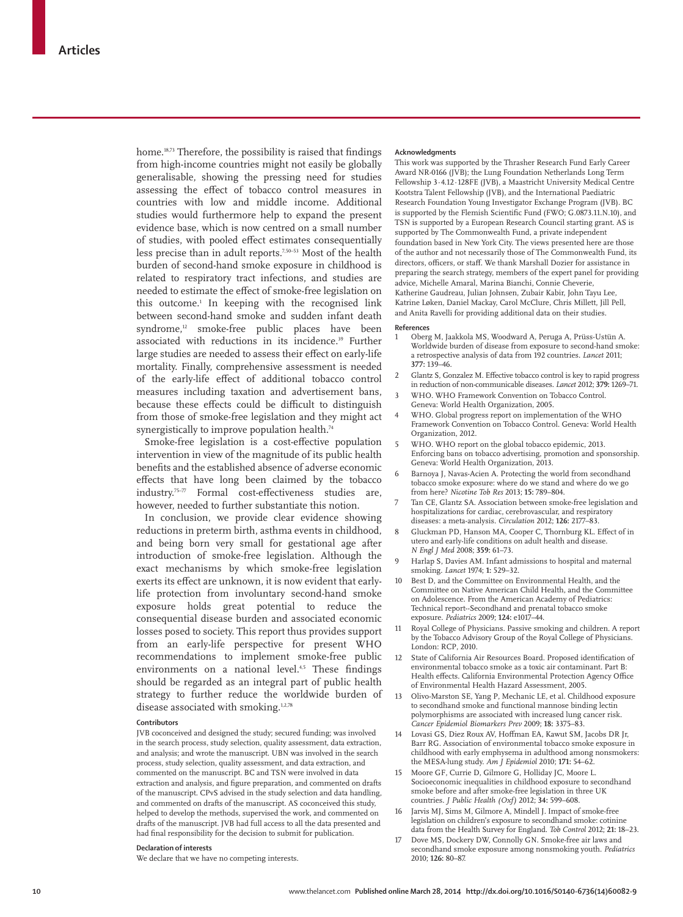home.[18,73] Therefore, the possibility is raised that findings from high-income countries might not easily be globally generalisable, showing the pressing need for studies assessing the effect of tobacco control measures in countries with low and middle income. Additional studies would furthermore help to expand the present evidence base, which is now centred on a small number of studies, with pooled effect estimates consequentially less precise than in adult reports.[7,50–53] Most of the health burden of second-hand smoke exposure in childhood is related to respiratory tract infections, and studies are needed to estimate the effect of smoke-free legislation on this outcome.[1] In keeping with the recognised link between second-hand smoke and sudden infant death syndrome,[12] smoke-free public places have been associated with reductions in its incidence.[39] Further large studies are needed to assess their effect on early-life mortality. Finally, comprehensive assessment is needed of the early-life effect of additional tobacco control measures including taxation and advertisement bans, because these effects could be difficult to distinguish from those of smoke-free legislation and they might act synergistically to improve population health.[74]

Smoke-free legislation is a cost-effective population intervention in view of the magnitude of its public health benefits and the established absence of adverse economic effects that have long been claimed by the tobacco industry.[75–77] Formal cost-effectiveness studies are, however, needed to further substantiate this notion.

In conclusion, we provide clear evidence showing reductions in preterm birth, asthma events in childhood, and being born very small for gestational age after introduction of smoke-free legislation. Although the exact mechanisms by which smoke-free legislation exerts its effect are unknown, it is now evident that early-life protection from involuntary second-hand smoke exposure holds great potential to reduce the consequential disease burden and associated economic losses posed to society. This report thus provides support from an early-life perspective for present WHO recommendations to implement smoke-free public environments on a national level.[4,5] These findings should be regarded as an integral part of public health strategy to further reduce the worldwide burden of disease associated with smoking.[1,2,78]

#### Contributors

JVB coconceived and designed the study; secured funding; was involved in the search process, study selection, quality assessment, data extraction, and analysis; and wrote the manuscript. UBN was involved in the search process, study selection, quality assessment, and data extraction, and commented on the manuscript. BC and TSN were involved in data extraction and analysis, and figure preparation, and commented on drafts of the manuscript. CPvS advised in the study selection and data handling, and commented on drafts of the manuscript. AS coconceived this study, helped to develop the methods, supervised the work, and commented on drafts of the manuscript. JVB had full access to all the data presented and had final responsibility for the decision to submit for publication.

#### Declaration of interests

We declare that we have no competing interests.

#### Acknowledgments

This work was supported by the Thrasher Research Fund Early Career Award NR-0166 (JVB); the Lung Foundation Netherlands Long Term Fellowship 3·4.12·128FE (JVB), a Maastricht University Medical Centre Kootstra Talent Fellowship (JVB), and the International Paediatric Research Foundation Young Investigator Exchange Program (JVB). BC is supported by the Flemish Scientific Fund (FWO; G.0873.11.N.10), and TSN is supported by a European Research Council starting grant. AS is supported by The Commonwealth Fund, a private independent foundation based in New York City. The views presented here are those of the author and not necessarily those of The Commonwealth Fund, its directors, officers, or staff. We thank Marshall Dozier for assistance in preparing the search strategy, members of the expert panel for providing advice, Michelle Amaral, Marina Bianchi, Connie Cheverie, Katherine Gaudreau, Julian Johnsen, Zubair Kabir, John Tayu Lee, Katrine Løken, Daniel Mackay, Carol McClure, Chris Millett, Jill Pell, and Anita Ravelli for providing additional data on their studies.

#### References

1. Oberg M, Jaakkola MS, Woodward A, Peruga A, Prüss-Ustün A. Worldwide burden of disease from exposure to second-hand smoke: a retrospective analysis of data from 192 countries. *Lancet* 2011; **377:** 139–46.
2. Glantz S, Gonzalez M. Effective tobacco control is key to rapid progress in reduction of non-communicable diseases. *Lancet* 2012; **379:** 1269–71.
3. WHO. WHO Framework Convention on Tobacco Control. Geneva: World Health Organization, 2005.
4. WHO. Global progress report on implementation of the WHO Framework Convention on Tobacco Control. Geneva: World Health Organization, 2012.
5. WHO. WHO report on the global tobacco epidemic, 2013. Enforcing bans on tobacco advertising, promotion and sponsorship. Geneva: World Health Organization, 2013.
6. Barnoya J, Navas-Acien A. Protecting the world from secondhand tobacco smoke exposure: where do we stand and where do we go from here? *Nicotine Tob Res* 2013; **15:** 789–804.
7. Tan CE, Glantz SA. Association between smoke-free legislation and hospitalizations for cardiac, cerebrovascular, and respiratory diseases: a meta-analysis. *Circulation* 2012; **126:** 2177–83.
8. Gluckman PD, Hanson MA, Cooper C, Thornburg KL. Effect of in utero and early-life conditions on adult health and disease. *N Engl J Med* 2008; **359:** 61–73.
9. Harlap S, Davies AM. Infant admissions to hospital and maternal smoking. *Lancet* 1974; **1:** 529–32.
10. Best D, and the Committee on Environmental Health, and the Committee on Native American Child Health, and the Committee on Adolescence. From the American Academy of Pediatrics: Technical report--Secondhand and prenatal tobacco smoke exposure. *Pediatrics* 2009; **124:** e1017–44.
11. Royal College of Physicians. Passive smoking and children. A report by the Tobacco Advisory Group of the Royal College of Physicians. London: RCP, 2010.
12. State of California Air Resources Board. Proposed identification of environmental tobacco smoke as a toxic air contaminant. Part B: Health effects. California Environmental Protection Agency Office of Environmental Health Hazard Assessment, 2005.
13. Olivo-Marston SE, Yang P, Mechanic LE, et al. Childhood exposure to secondhand smoke and functional mannose binding lectin polymorphisms are associated with increased lung cancer risk. *Cancer Epidemiol Biomarkers Prev* 2009; **18:** 3375–83.
14. Lovasi GS, Diez Roux AV, Hoffman EA, Kawut SM, Jacobs DR Jr, Barr RG. Association of environmental tobacco smoke exposure in childhood with early emphysema in adulthood among nonsmokers: the MESA-lung study. *Am J Epidemiol* 2010; **171:** 54–62.
15. Moore GF, Currie D, Gilmore G, Holliday JC, Moore L. Socioeconomic inequalities in childhood exposure to secondhand smoke before and after smoke-free legislation in three UK countries. *J Public Health (Oxf)* 2012; **34:** 599–608.
16. Jarvis MJ, Sims M, Gilmore A, Mindell J. Impact of smoke-free legislation on children's exposure to secondhand smoke: cotinine data from the Health Survey for England. *Tob Control* 2012; **21:** 18–23.
17. Dove MS, Dockery DW, Connolly GN. Smoke-free air laws and secondhand smoke exposure among nonsmoking youth. *Pediatrics* 2010; **126:** 80–87.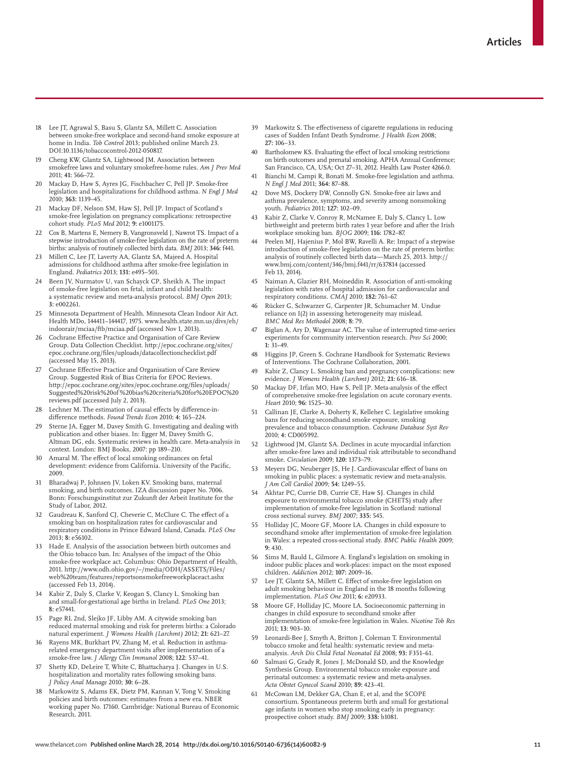18 Lee JT, Agrawal S, Basu S, Glantz SA, Millett C. Association between smoke-free workplace and second-hand smoke exposure at home in India. *Tob Control* 2013; published online March 23. DOI:10.1136/tobaccocontrol-2012-050817.

19 Cheng KW, Glantz SA, Lightwood JM. Association between smokefree laws and voluntary smokefree-home rules. *Am J Prev Med* 2011; **41:** 566–72.

20 Mackay D, Haw S, Ayres JG, Fischbacher C, Pell JP. Smoke-free legislation and hospitalizations for childhood asthma. *N Engl J Med* 2010; **363:** 1139–45.

21 Mackay DF, Nelson SM, Haw SJ, Pell JP. Impact of Scotland's smoke-free legislation on pregnancy complications: retrospective cohort study. *PLoS Med* 2012; **9:** e1001175.

22 Cox B, Martens E, Nemery B, Vangronsveld J, Nawrot TS. Impact of a stepwise introduction of smoke-free legislation on the rate of preterm births: analysis of routinely collected birth data. *BMJ* 2013; **346:** f441.

23 Millett C, Lee JT, Laverty AA, Glantz SA, Majeed A. Hospital admissions for childhood asthma after smoke-free legislation in England. *Pediatrics* 2013; **131:** e495–501.

24 Been JV, Nurmatov U, van Schayck CP, Sheikh A. The impact of smoke-free legislation on fetal, infant and child health: a systematic review and meta-analysis protocol. *BMJ Open* 2013; **3:** e002261.

25 Minnesota Department of Health. Minnesota Clean Indoor Air Act. Health MDo, 144411–144417, 1975. www.health.state.mn.us/divs/eh/indoorair/mciaa/ftb/mciaa.pdf (accessed Nov 1, 2013).

26 Cochrane Effective Practice and Organisation of Care Review Group. Data Collection Checklist. http://epoc.cochrane.org/sites/epoc.cochrane.org/files/uploads/datacollectionchecklist.pdf (accessed May 15, 2013).

27 Cochrane Effective Practice and Organisation of Care Review Group. Suggested Risk of Bias Criteria for EPOC Reviews. http://epoc.cochrane.org/sites/epoc.cochrane.org/files/uploads/Suggested%20risk%20of%20bias%20criteria%20for%20EPOC%20reviews.pdf (accessed July 2, 2013).

28 Lechner M. The estimation of causal effects by difference-in-difference methods. *Found Trends Econ* 2010; **4:** 165–224.

29 Sterne JA, Egger M, Davey Smith G. Investigating and dealing with publication and other biases. In: Egger M, Davey Smith G, Altman DG, eds. Systematic reviews in health care. Meta-analysis in context. London: BMJ Books, 2007: pp 189–210.

30 Amaral M. The effect of local smoking ordinances on fetal development: evidence from California. University of the Pacific, 2009.

31 Bharadwaj P, Johnsen JV, Loken KV. Smoking bans, maternal smoking, and birth outcomes. IZA discussion paper No. 7006. Bonn: Forschungsinstitut zur Zukunft der Arbeit Institute for the Study of Labor, 2012.

32 Gaudreau K, Sanford CJ, Cheverie C, McClure C. The effect of a smoking ban on hospitalization rates for cardiovascular and respiratory conditions in Prince Edward Island, Canada. *PLoS One* 2013; **8:** e56102.

33 Hade E. Analysis of the association between birth outcomes and the Ohio tobacco ban. In: Analyses of the impact of the Ohio smoke-free workplace act. Columbus: Ohio Department of Health, 2011. http://www.odh.ohio.gov/~/media/ODH/ASSETS/Files/web%20team/features/reportsonsmokefreeworkplaceact.ashx (accessed Feb 13, 2014).

34 Kabir Z, Daly S, Clarke V, Keogan S, Clancy L. Smoking ban and small-for-gestational age births in Ireland. *PLoS One* 2013; **8:** e57441.

35 Page RL 2nd, Slejko JF, Libby AM. A citywide smoking ban reduced maternal smoking and risk for preterm births: a Colorado natural experiment. *J Womens Health (Larchmt)* 2012; **21:** 621–27.

36 Rayens MK, Burkhart PV, Zhang M, et al. Reduction in asthma-related emergency department visits after implementation of a smoke-free law. *J Allergy Clin Immunol* 2008; **122:** 537–41.

37 Shetty KD, DeLeire T, White C, Bhattacharya J. Changes in U.S. hospitalization and mortality rates following smoking bans. *J Policy Anal Manage* 2010; **30:** 6–28.

38 Markowitz S, Adams EK, Dietz PM, Kannan V, Tong V. Smoking policies and birth outcomes: estimates from a new era. NBER working paper No. 17160. Cambridge: National Bureau of Economic Research, 2011.

39 Markowitz S. The effectiveness of cigarette regulations in reducing cases of Sudden Infant Death Syndrome. *J Health Econ* 2008; **27:** 106–33.

40 Bartholomew KS. Evaluating the effect of local smoking restrictions on birth outcomes and prenatal smoking. APHA Annual Conference; San Francisco, CA, USA; Oct 27–31, 2012. Health Law Poster 4266.0.

41 Bianchi M, Campi R, Bonati M. Smoke-free legislation and asthma. *N Engl J Med* 2011; **364:** 87–88.

42 Dove MS, Dockery DW, Connolly GN. Smoke-free air laws and asthma prevalence, symptoms, and severity among nonsmoking youth. *Pediatrics* 2011; **127:** 102–09.

43 Kabir Z, Clarke V, Conroy R, McNamee E, Daly S, Clancy L. Low birthweight and preterm birth rates 1 year before and after the Irish workplace smoking ban. *BJOG* 2009; **116:** 1782–87.

44 Peelen MJ, Hajenius P, Mol BW, Ravelli A. Re: Impact of a stepwise introduction of smoke-free legislation on the rate of preterm births: analysis of routinely collected birth data—March 25, 2013. http://www.bmj.com/content/346/bmj.f441/rr/637814 (accessed Feb 13, 2014).

45 Naiman A, Glazier RH, Moineddin R. Association of anti-smoking legislation with rates of hospital admission for cardiovascular and respiratory conditions. *CMAJ* 2010; **182:** 761–67.

46 Rücker G, Schwarzer G, Carpenter JR, Schumacher M. Undue reliance on I(2) in assessing heterogeneity may mislead. *BMC Med Res Methodol* 2008; **8:** 79.

47 Biglan A, Ary D, Wagenaar AC. The value of interrupted time-series experiments for community intervention research. *Prev Sci* 2000; **1:** 31–49.

48 Higgins JP, Green S. Cochrane Handbook for Systematic Reviews of Interventions. The Cochrane Collaboration, 2001.

49 Kabir Z, Clancy L. Smoking ban and pregnancy complications: new evidence. *J Womens Health (Larchmt)* 2012; **21:** 616–18.

50 Mackay DF, Irfan MO, Haw S, Pell JP. Meta-analysis of the effect of comprehensive smoke-free legislation on acute coronary events. *Heart* 2010; **96:** 1525–30.

51 Callinan JE, Clarke A, Doherty K, Kelleher C. Legislative smoking bans for reducing secondhand smoke exposure, smoking prevalence and tobacco consumption. *Cochrane Database Syst Rev* 2010; **4:** CD005992.

52 Lightwood JM, Glantz SA. Declines in acute myocardial infarction after smoke-free laws and individual risk attributable to secondhand smoke. *Circulation* 2009; **120:** 1373–79.

53 Meyers DG, Neuberger JS, He J. Cardiovascular effect of bans on smoking in public places: a systematic review and meta-analysis. *J Am Coll Cardiol* 2009; **54:** 1249–55.

54 Akhtar PC, Currie DB, Currie CE, Haw SJ. Changes in child exposure to environmental tobacco smoke (CHETS) study after implementation of smoke-free legislation in Scotland: national cross sectional survey. *BMJ* 2007; **335:** 545.

55 Holliday JC, Moore GF, Moore LA. Changes in child exposure to secondhand smoke after implementation of smoke-free legislation in Wales: a repeated cross-sectional study. *BMC Public Health* 2009; **9:** 430.

56 Sims M, Bauld L, Gilmore A. England's legislation on smoking in indoor public places and work-places: impact on the most exposed children. *Addiction* 2012; **107:** 2009–16.

57 Lee JT, Glantz SA, Millett C. Effect of smoke-free legislation on adult smoking behaviour in England in the 18 months following implementation. *PLoS One* 2011; **6:** e20933.

58 Moore GF, Holliday JC, Moore LA. Socioeconomic patterning in changes in child exposure to secondhand smoke after implementation of smoke-free legislation in Wales. *Nicotine Tob Res* 2011; **13:** 903–10.

59 Leonardi-Bee J, Smyth A, Britton J, Coleman T. Environmental tobacco smoke and fetal health: systematic review and meta-analysis. *Arch Dis Child Fetal Neonatal Ed* 2008; **93:** F351–61.

60 Salmasi G, Grady R, Jones J, McDonald SD, and the Knowledge Synthesis Group. Environmental tobacco smoke exposure and perinatal outcomes: a systematic review and meta-analyses. *Acta Obstet Gynecol Scand* 2010; **89:** 423–41.

61 McCowan LM, Dekker GA, Chan E, et al, and the SCOPE consortium. Spontaneous preterm birth and small for gestational age infants in women who stop smoking early in pregnancy: prospective cohort study. *BMJ* 2009; **338:** b1081.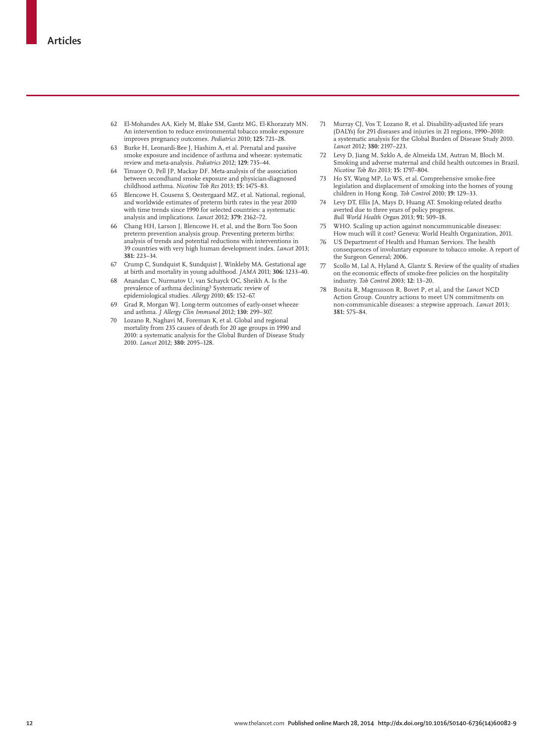62 El-Mohandes AA, Kiely M, Blake SM, Gantz MG, El-Khorazaty MN. An intervention to reduce environmental tobacco smoke exposure improves pregnancy outcomes. *Pediatrics* 2010; **125:** 721–28.

63 Burke H, Leonardi-Bee J, Hashim A, et al. Prenatal and passive smoke exposure and incidence of asthma and wheeze: systematic review and meta-analysis. *Pediatrics* 2012; **129:** 735–44.

64 Tinuoye O, Pell JP, Mackay DF. Meta-analysis of the association between secondhand smoke exposure and physician-diagnosed childhood asthma. *Nicotine Tob Res* 2013; **15:** 1475–83.

65 Blencowe H, Cousens S, Oestergaard MZ, et al. National, regional, and worldwide estimates of preterm birth rates in the year 2010 with time trends since 1990 for selected countries: a systematic analysis and implications. *Lancet* 2012; **379:** 2162–72.

66 Chang HH, Larson J, Blencowe H, et al, and the Born Too Soon preterm prevention analysis group. Preventing preterm births: analysis of trends and potential reductions with interventions in 39 countries with very high human development index. *Lancet* 2013; **381:** 223–34.

67 Crump C, Sundquist K, Sundquist J, Winkleby MA. Gestational age at birth and mortality in young adulthood. *JAMA* 2011; **306:** 1233–40.

68 Anandan C, Nurmatov U, van Schayck OC, Sheikh A. Is the prevalence of asthma declining? Systematic review of epidemiological studies. *Allergy* 2010; **65:** 152–67.

69 Grad R, Morgan WJ. Long-term outcomes of early-onset wheeze and asthma. *J Allergy Clin Immunol* 2012; **130:** 299–307.

70 Lozano R, Naghavi M, Foreman K, et al. Global and regional mortality from 235 causes of death for 20 age groups in 1990 and 2010: a systematic analysis for the Global Burden of Disease Study 2010. *Lancet* 2012; **380:** 2095–128.

71 Murray CJ, Vos T, Lozano R, et al. Disability-adjusted life years (DALYs) for 291 diseases and injuries in 21 regions, 1990–2010: a systematic analysis for the Global Burden of Disease Study 2010. *Lancet* 2012; **380:** 2197–223.

72 Levy D, Jiang M, Szklo A, de Almeida LM, Autran M, Bloch M. Smoking and adverse maternal and child health outcomes in Brazil. *Nicotine Tob Res* 2013; **15:** 1797–804.

73 Ho SY, Wang MP, Lo WS, et al. Comprehensive smoke-free legislation and displacement of smoking into the homes of young children in Hong Kong. *Tob Control* 2010; **19:** 129–33.

74 Levy DT, Ellis JA, Mays D, Huang AT. Smoking-related deaths averted due to three years of policy progress. *Bull World Health Organ* 2013; **91:** 509–18.

75 WHO. Scaling up action against noncummunicable diseases: How much will it cost? Geneva: World Health Organization, 2011.

76 US Department of Health and Human Services. The health consequences of involuntary exposure to tobacco smoke. A report of the Surgeon General; 2006.

77 Scollo M, Lal A, Hyland A, Glantz S. Review of the quality of studies on the economic effects of smoke-free policies on the hospitality industry. *Tob Control* 2003; **12:** 13–20.

78 Bonita R, Magnusson R, Bovet P, et al, and the *Lancet* NCD Action Group. Country actions to meet UN commitments on non-communicable diseases: a stepwise approach. *Lancet* 2013; **381:** 575–84.